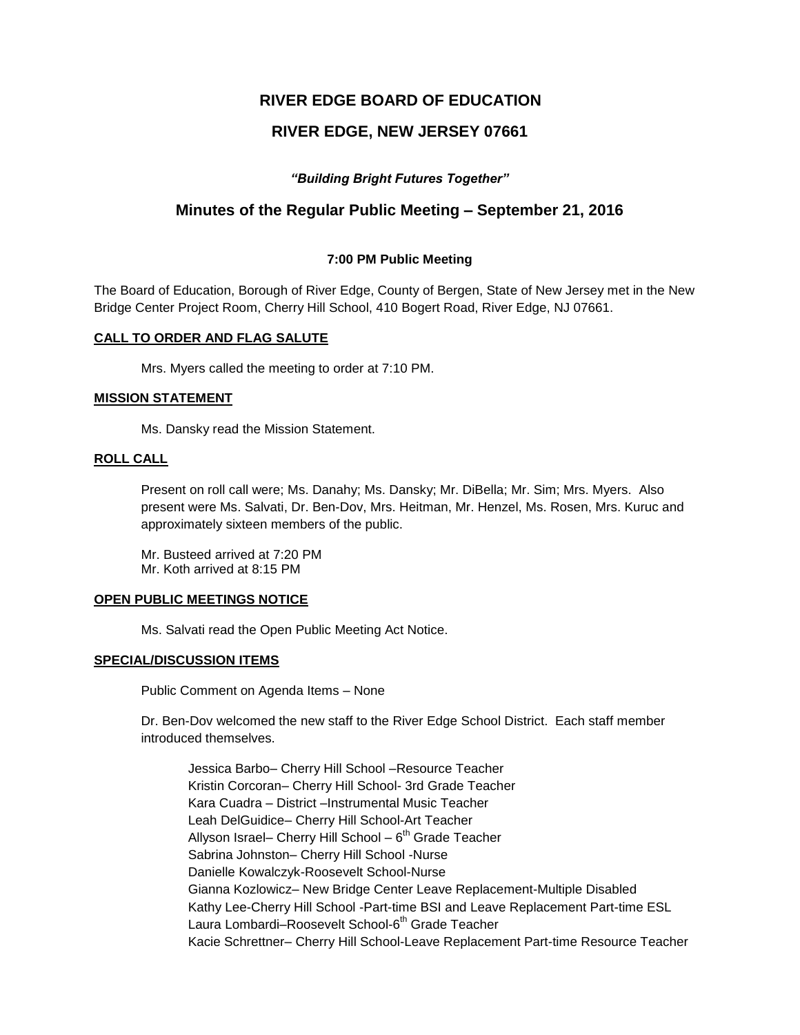# RIVER EDGE BOARD OF EDUCATION

# RIVER EDGE, NEW JERSEY 07661

***"Building Bright Futures Together"***

## Minutes of the Regular Public Meeting – September 21, 2016

**7:00 PM Public Meeting**

The Board of Education, Borough of River Edge, County of Bergen, State of New Jersey met in the New Bridge Center Project Room, Cherry Hill School, 410 Bogert Road, River Edge, NJ 07661.

### CALL TO ORDER AND FLAG SALUTE

Mrs. Myers called the meeting to order at 7:10 PM.

### MISSION STATEMENT

Ms. Dansky read the Mission Statement.

### ROLL CALL

Present on roll call were; Ms. Danahy; Ms. Dansky; Mr. DiBella; Mr. Sim; Mrs. Myers. Also present were Ms. Salvati, Dr. Ben-Dov, Mrs. Heitman, Mr. Henzel, Ms. Rosen, Mrs. Kuruc and approximately sixteen members of the public.

Mr. Busteed arrived at 7:20 PM
Mr. Koth arrived at 8:15 PM

### OPEN PUBLIC MEETINGS NOTICE

Ms. Salvati read the Open Public Meeting Act Notice.

### SPECIAL/DISCUSSION ITEMS

Public Comment on Agenda Items – None

Dr. Ben-Dov welcomed the new staff to the River Edge School District. Each staff member introduced themselves.

Jessica Barbo– Cherry Hill School –Resource Teacher
Kristin Corcoran– Cherry Hill School- 3rd Grade Teacher
Kara Cuadra – District –Instrumental Music Teacher
Leah DelGuidice– Cherry Hill School-Art Teacher
Allyson Israel– Cherry Hill School – 6th Grade Teacher
Sabrina Johnston– Cherry Hill School -Nurse
Danielle Kowalczyk-Roosevelt School-Nurse
Gianna Kozlowicz– New Bridge Center Leave Replacement-Multiple Disabled
Kathy Lee-Cherry Hill School -Part-time BSI and Leave Replacement Part-time ESL
Laura Lombardi–Roosevelt School-6th Grade Teacher
Kacie Schrettner– Cherry Hill School-Leave Replacement Part-time Resource Teacher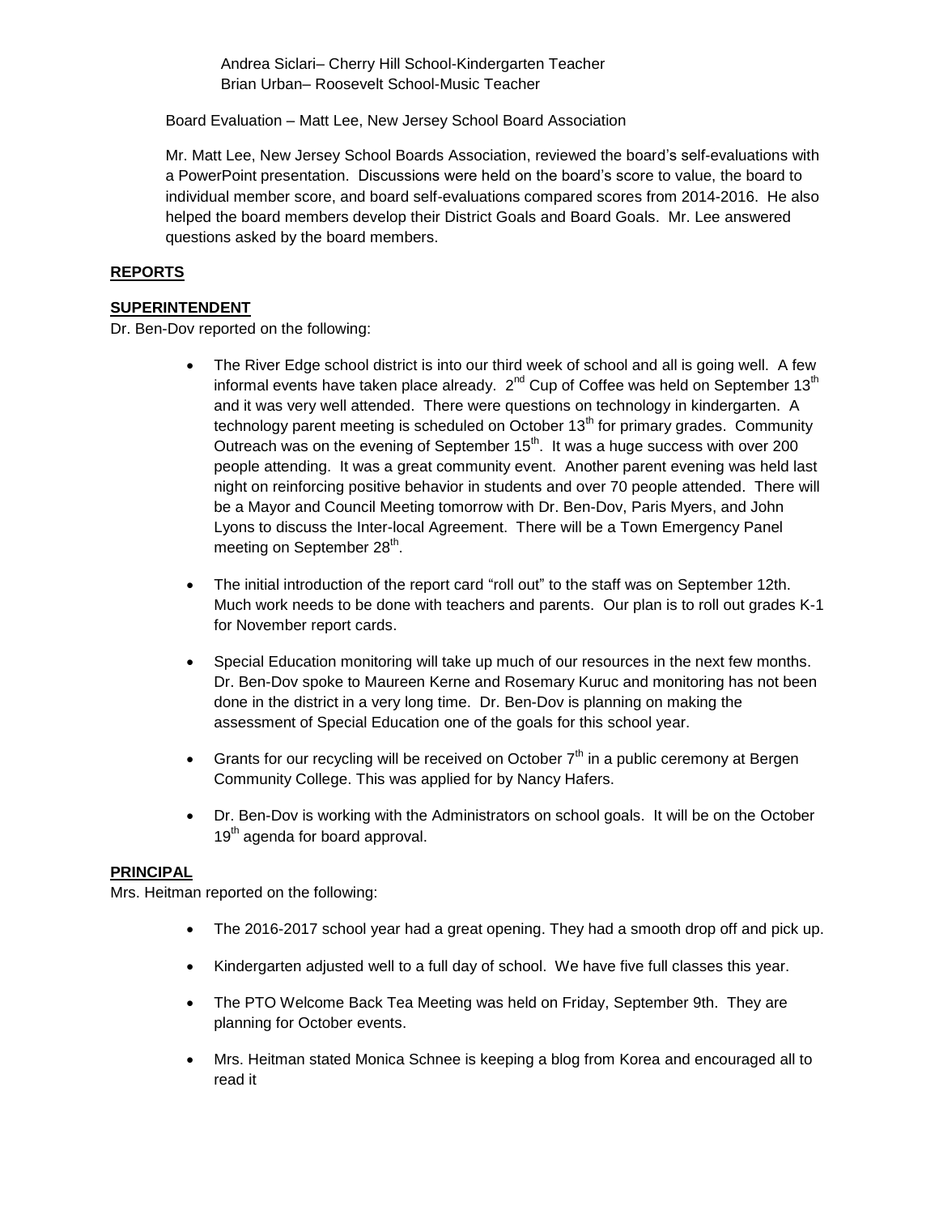Andrea Siclari– Cherry Hill School-Kindergarten Teacher
Brian Urban– Roosevelt School-Music Teacher

Board Evaluation – Matt Lee, New Jersey School Board Association

Mr. Matt Lee, New Jersey School Boards Association, reviewed the board's self-evaluations with a PowerPoint presentation. Discussions were held on the board's score to value, the board to individual member score, and board self-evaluations compared scores from 2014-2016. He also helped the board members develop their District Goals and Board Goals. Mr. Lee answered questions asked by the board members.

## **REPORTS**

### **SUPERINTENDENT**

Dr. Ben-Dov reported on the following:

- The River Edge school district is into our third week of school and all is going well. A few informal events have taken place already. 2nd Cup of Coffee was held on September 13th and it was very well attended. There were questions on technology in kindergarten. A technology parent meeting is scheduled on October 13th for primary grades. Community Outreach was on the evening of September 15th. It was a huge success with over 200 people attending. It was a great community event. Another parent evening was held last night on reinforcing positive behavior in students and over 70 people attended. There will be a Mayor and Council Meeting tomorrow with Dr. Ben-Dov, Paris Myers, and John Lyons to discuss the Inter-local Agreement. There will be a Town Emergency Panel meeting on September 28th.
- The initial introduction of the report card "roll out" to the staff was on September 12th. Much work needs to be done with teachers and parents. Our plan is to roll out grades K-1 for November report cards.
- Special Education monitoring will take up much of our resources in the next few months. Dr. Ben-Dov spoke to Maureen Kerne and Rosemary Kuruc and monitoring has not been done in the district in a very long time. Dr. Ben-Dov is planning on making the assessment of Special Education one of the goals for this school year.
- Grants for our recycling will be received on October 7th in a public ceremony at Bergen Community College. This was applied for by Nancy Hafers.
- Dr. Ben-Dov is working with the Administrators on school goals. It will be on the October 19th agenda for board approval.

### **PRINCIPAL**

Mrs. Heitman reported on the following:

- The 2016-2017 school year had a great opening. They had a smooth drop off and pick up.
- Kindergarten adjusted well to a full day of school. We have five full classes this year.
- The PTO Welcome Back Tea Meeting was held on Friday, September 9th. They are planning for October events.
- Mrs. Heitman stated Monica Schnee is keeping a blog from Korea and encouraged all to read it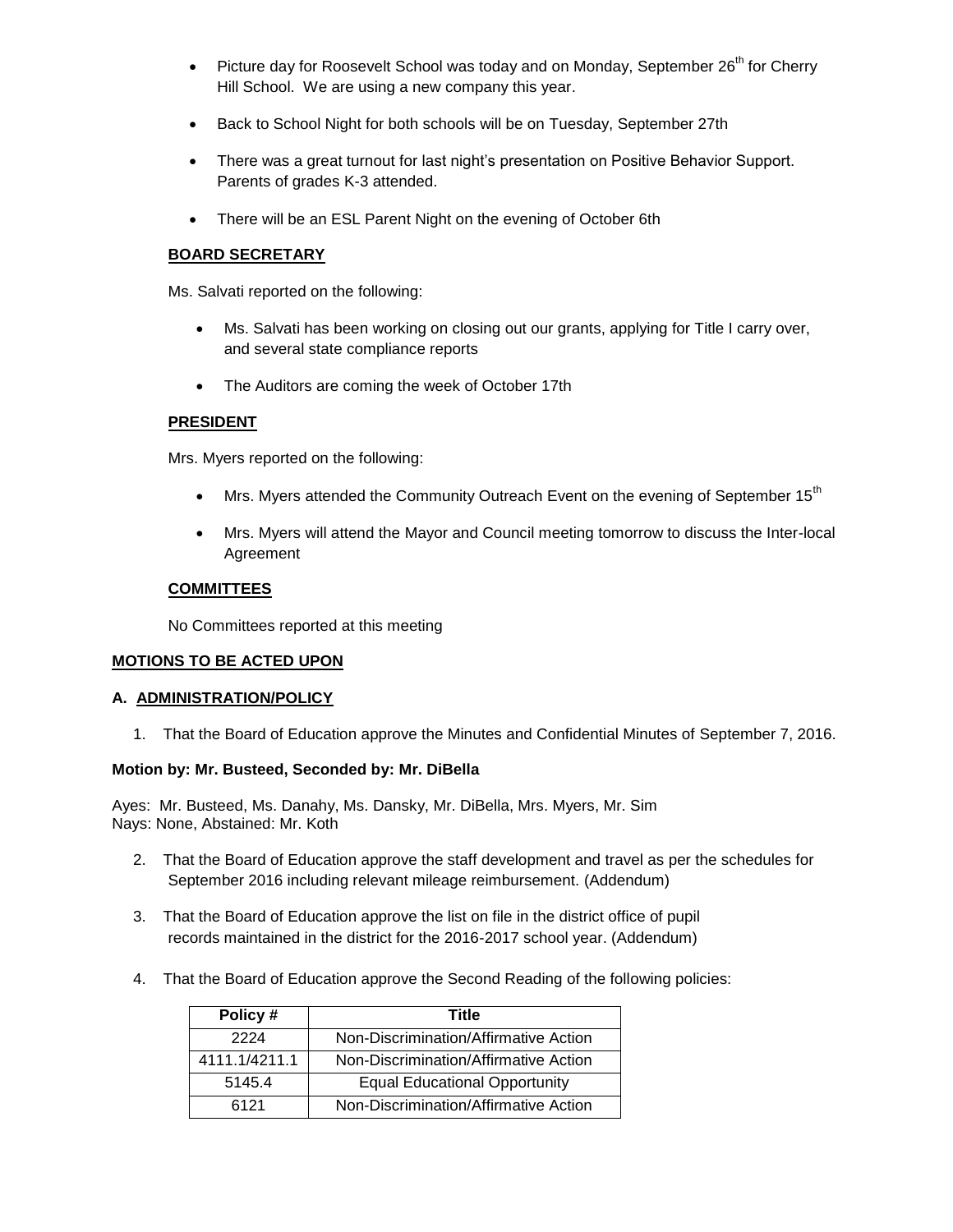- Picture day for Roosevelt School was today and on Monday, September 26th for Cherry Hill School. We are using a new company this year.
- Back to School Night for both schools will be on Tuesday, September 27th
- There was a great turnout for last night's presentation on Positive Behavior Support. Parents of grades K-3 attended.
- There will be an ESL Parent Night on the evening of October 6th

**BOARD SECRETARY**

Ms. Salvati reported on the following:

- Ms. Salvati has been working on closing out our grants, applying for Title I carry over, and several state compliance reports
- The Auditors are coming the week of October 17th

**PRESIDENT**

Mrs. Myers reported on the following:

- Mrs. Myers attended the Community Outreach Event on the evening of September 15th
- Mrs. Myers will attend the Mayor and Council meeting tomorrow to discuss the Inter-local Agreement

**COMMITTEES**

No Committees reported at this meeting

**MOTIONS TO BE ACTED UPON**

**A. ADMINISTRATION/POLICY**

1. That the Board of Education approve the Minutes and Confidential Minutes of September 7, 2016.

**Motion by: Mr. Busteed, Seconded by: Mr. DiBella**

Ayes: Mr. Busteed, Ms. Danahy, Ms. Dansky, Mr. DiBella, Mrs. Myers, Mr. Sim
Nays: None, Abstained: Mr. Koth

2. That the Board of Education approve the staff development and travel as per the schedules for September 2016 including relevant mileage reimbursement. (Addendum)

3. That the Board of Education approve the list on file in the district office of pupil records maintained in the district for the 2016-2017 school year. (Addendum)

4. That the Board of Education approve the Second Reading of the following policies:

| Policy # | Title |
|---|---|
| 2224 | Non-Discrimination/Affirmative Action |
| 4111.1/4211.1 | Non-Discrimination/Affirmative Action |
| 5145.4 | Equal Educational Opportunity |
| 6121 | Non-Discrimination/Affirmative Action |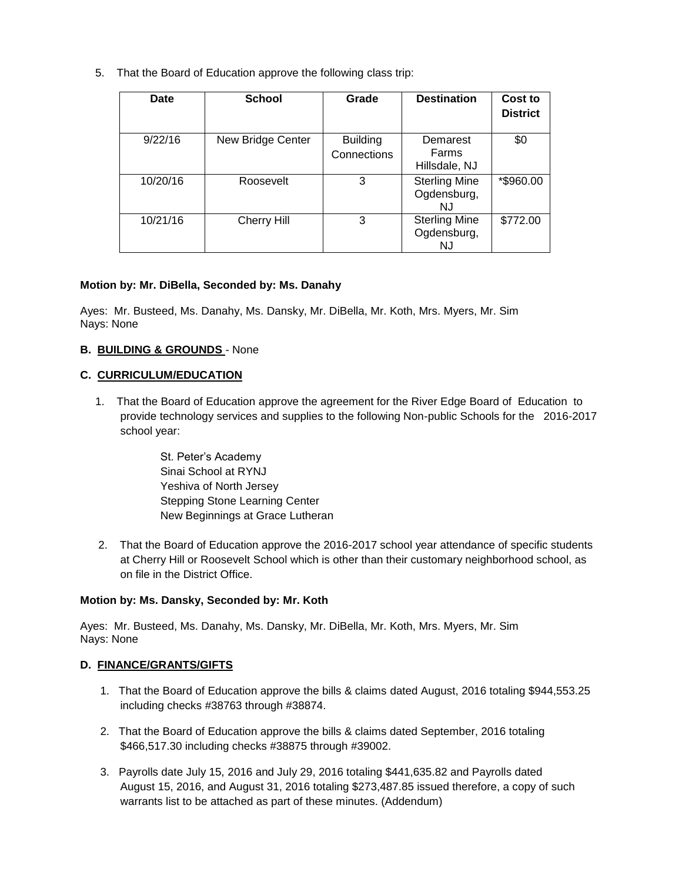5. That the Board of Education approve the following class trip:

| Date | School | Grade | Destination | Cost to District |
|---|---|---|---|---|
| 9/22/16 | New Bridge Center | Building Connections | Demarest Farms Hillsdale, NJ | $0 |
| 10/20/16 | Roosevelt | 3 | Sterling Mine Ogdensburg, NJ | *$960.00 |
| 10/21/16 | Cherry Hill | 3 | Sterling Mine Ogdensburg, NJ | $772.00 |

**Motion by: Mr. DiBella, Seconded by: Ms. Danahy**

Ayes: Mr. Busteed, Ms. Danahy, Ms. Dansky, Mr. DiBella, Mr. Koth, Mrs. Myers, Mr. Sim
Nays: None

**B. BUILDING & GROUNDS** - None

**C. CURRICULUM/EDUCATION**

1. That the Board of Education approve the agreement for the River Edge Board of Education to provide technology services and supplies to the following Non-public Schools for the 2016-2017 school year:

   St. Peter's Academy
   Sinai School at RYNJ
   Yeshiva of North Jersey
   Stepping Stone Learning Center
   New Beginnings at Grace Lutheran

2. That the Board of Education approve the 2016-2017 school year attendance of specific students at Cherry Hill or Roosevelt School which is other than their customary neighborhood school, as on file in the District Office.

**Motion by: Ms. Dansky, Seconded by: Mr. Koth**

Ayes: Mr. Busteed, Ms. Danahy, Ms. Dansky, Mr. DiBella, Mr. Koth, Mrs. Myers, Mr. Sim
Nays: None

**D. FINANCE/GRANTS/GIFTS**

1. That the Board of Education approve the bills & claims dated August, 2016 totaling $944,553.25 including checks #38763 through #38874.

2. That the Board of Education approve the bills & claims dated September, 2016 totaling $466,517.30 including checks #38875 through #39002.

3. Payrolls date July 15, 2016 and July 29, 2016 totaling $441,635.82 and Payrolls dated August 15, 2016, and August 31, 2016 totaling $273,487.85 issued therefore, a copy of such warrants list to be attached as part of these minutes. (Addendum)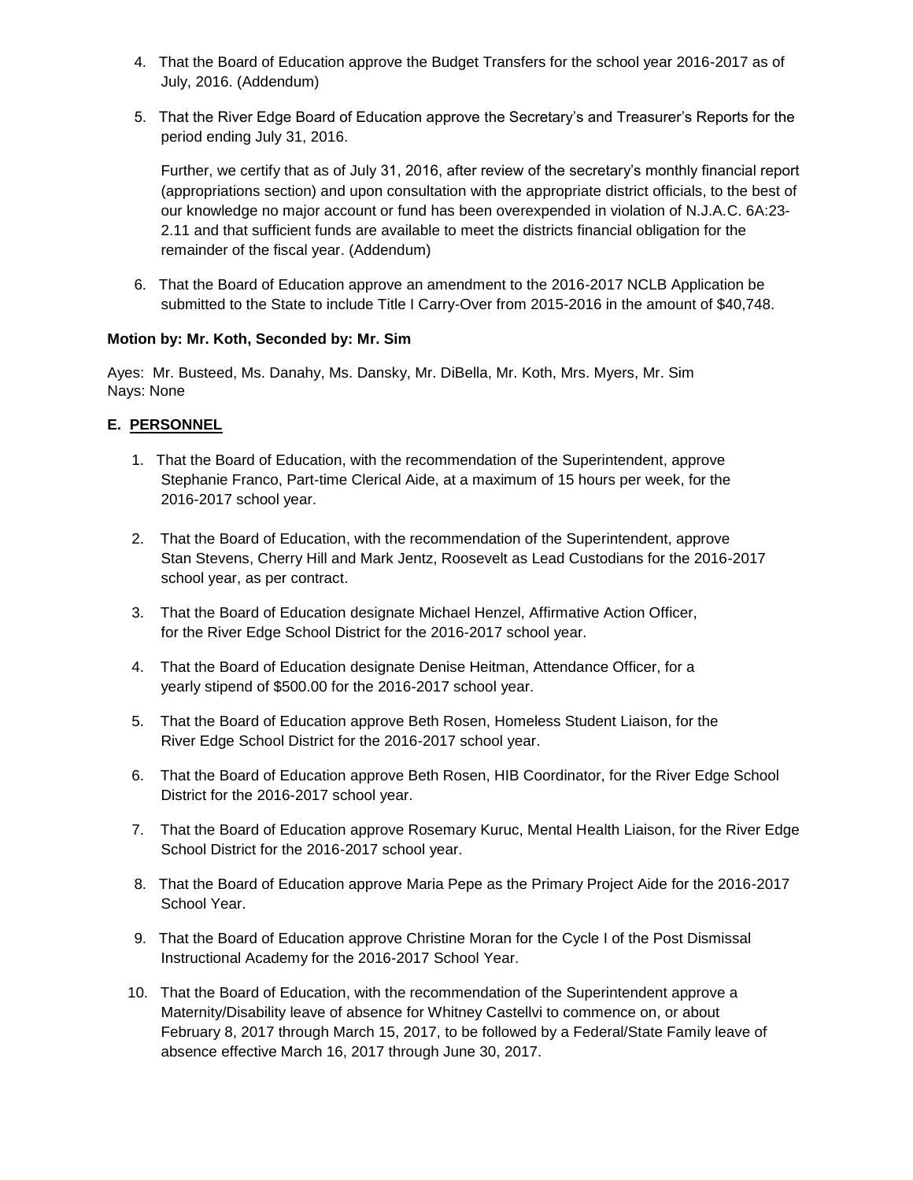4. That the Board of Education approve the Budget Transfers for the school year 2016-2017 as of July, 2016. (Addendum)

5. That the River Edge Board of Education approve the Secretary's and Treasurer's Reports for the period ending July 31, 2016.

   Further, we certify that as of July 31, 2016, after review of the secretary's monthly financial report (appropriations section) and upon consultation with the appropriate district officials, to the best of our knowledge no major account or fund has been overexpended in violation of N.J.A.C. 6A:23-2.11 and that sufficient funds are available to meet the districts financial obligation for the remainder of the fiscal year. (Addendum)

6. That the Board of Education approve an amendment to the 2016-2017 NCLB Application be submitted to the State to include Title I Carry-Over from 2015-2016 in the amount of $40,748.

**Motion by: Mr. Koth, Seconded by: Mr. Sim**

Ayes: Mr. Busteed, Ms. Danahy, Ms. Dansky, Mr. DiBella, Mr. Koth, Mrs. Myers, Mr. Sim
Nays: None

**E. <u>PERSONNEL</u>**

1. That the Board of Education, with the recommendation of the Superintendent, approve Stephanie Franco, Part-time Clerical Aide, at a maximum of 15 hours per week, for the 2016-2017 school year.

2. That the Board of Education, with the recommendation of the Superintendent, approve Stan Stevens, Cherry Hill and Mark Jentz, Roosevelt as Lead Custodians for the 2016-2017 school year, as per contract.

3. That the Board of Education designate Michael Henzel, Affirmative Action Officer, for the River Edge School District for the 2016-2017 school year.

4. That the Board of Education designate Denise Heitman, Attendance Officer, for a yearly stipend of $500.00 for the 2016-2017 school year.

5. That the Board of Education approve Beth Rosen, Homeless Student Liaison, for the River Edge School District for the 2016-2017 school year.

6. That the Board of Education approve Beth Rosen, HIB Coordinator, for the River Edge School District for the 2016-2017 school year.

7. That the Board of Education approve Rosemary Kuruc, Mental Health Liaison, for the River Edge School District for the 2016-2017 school year.

8. That the Board of Education approve Maria Pepe as the Primary Project Aide for the 2016-2017 School Year.

9. That the Board of Education approve Christine Moran for the Cycle I of the Post Dismissal Instructional Academy for the 2016-2017 School Year.

10. That the Board of Education, with the recommendation of the Superintendent approve a Maternity/Disability leave of absence for Whitney Castellvi to commence on, or about February 8, 2017 through March 15, 2017, to be followed by a Federal/State Family leave of absence effective March 16, 2017 through June 30, 2017.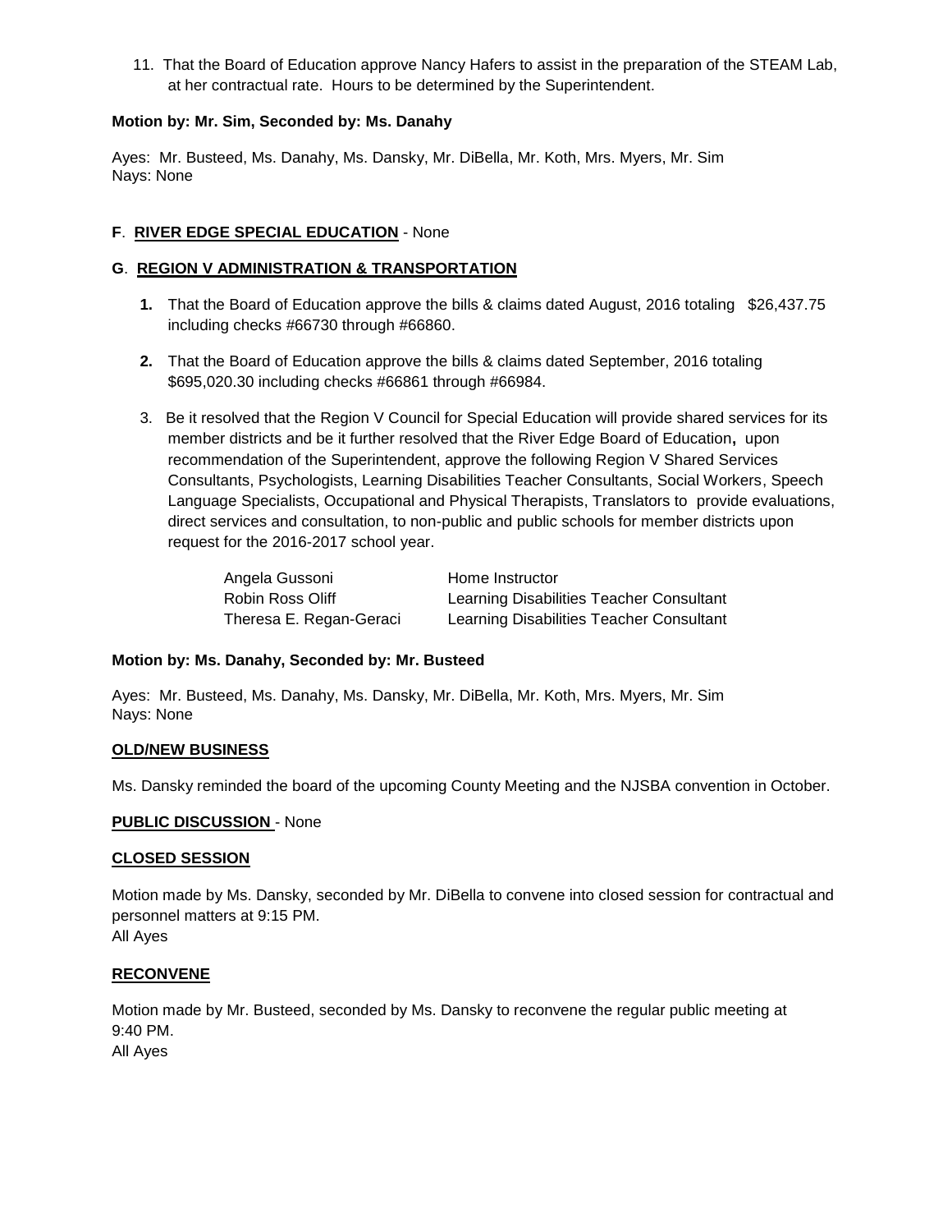11. That the Board of Education approve Nancy Hafers to assist in the preparation of the STEAM Lab, at her contractual rate. Hours to be determined by the Superintendent.

**Motion by: Mr. Sim, Seconded by: Ms. Danahy**

Ayes: Mr. Busteed, Ms. Danahy, Ms. Dansky, Mr. DiBella, Mr. Koth, Mrs. Myers, Mr. Sim
Nays: None

**F**. **<u>RIVER EDGE SPECIAL EDUCATION</u>** - None

**G**. **<u>REGION V ADMINISTRATION & TRANSPORTATION</u>**

1. That the Board of Education approve the bills & claims dated August, 2016 totaling $26,437.75 including checks #66730 through #66860.

2. That the Board of Education approve the bills & claims dated September, 2016 totaling $695,020.30 including checks #66861 through #66984.

3. Be it resolved that the Region V Council for Special Education will provide shared services for its member districts and be it further resolved that the River Edge Board of Education**,** upon recommendation of the Superintendent, approve the following Region V Shared Services Consultants, Psychologists, Learning Disabilities Teacher Consultants, Social Workers, Speech Language Specialists, Occupational and Physical Therapists, Translators to provide evaluations, direct services and consultation, to non-public and public schools for member districts upon request for the 2016-2017 school year.

| | |
|---|---|
| Angela Gussoni | Home Instructor |
| Robin Ross Oliff | Learning Disabilities Teacher Consultant |
| Theresa E. Regan-Geraci | Learning Disabilities Teacher Consultant |

**Motion by: Ms. Danahy, Seconded by: Mr. Busteed**

Ayes: Mr. Busteed, Ms. Danahy, Ms. Dansky, Mr. DiBella, Mr. Koth, Mrs. Myers, Mr. Sim
Nays: None

**<u>OLD/NEW BUSINESS</u>**

Ms. Dansky reminded the board of the upcoming County Meeting and the NJSBA convention in October.

**<u>PUBLIC DISCUSSION</u>** - None

**<u>CLOSED SESSION</u>**

Motion made by Ms. Dansky, seconded by Mr. DiBella to convene into closed session for contractual and personnel matters at 9:15 PM.
All Ayes

**<u>RECONVENE</u>**

Motion made by Mr. Busteed, seconded by Ms. Dansky to reconvene the regular public meeting at 9:40 PM.
All Ayes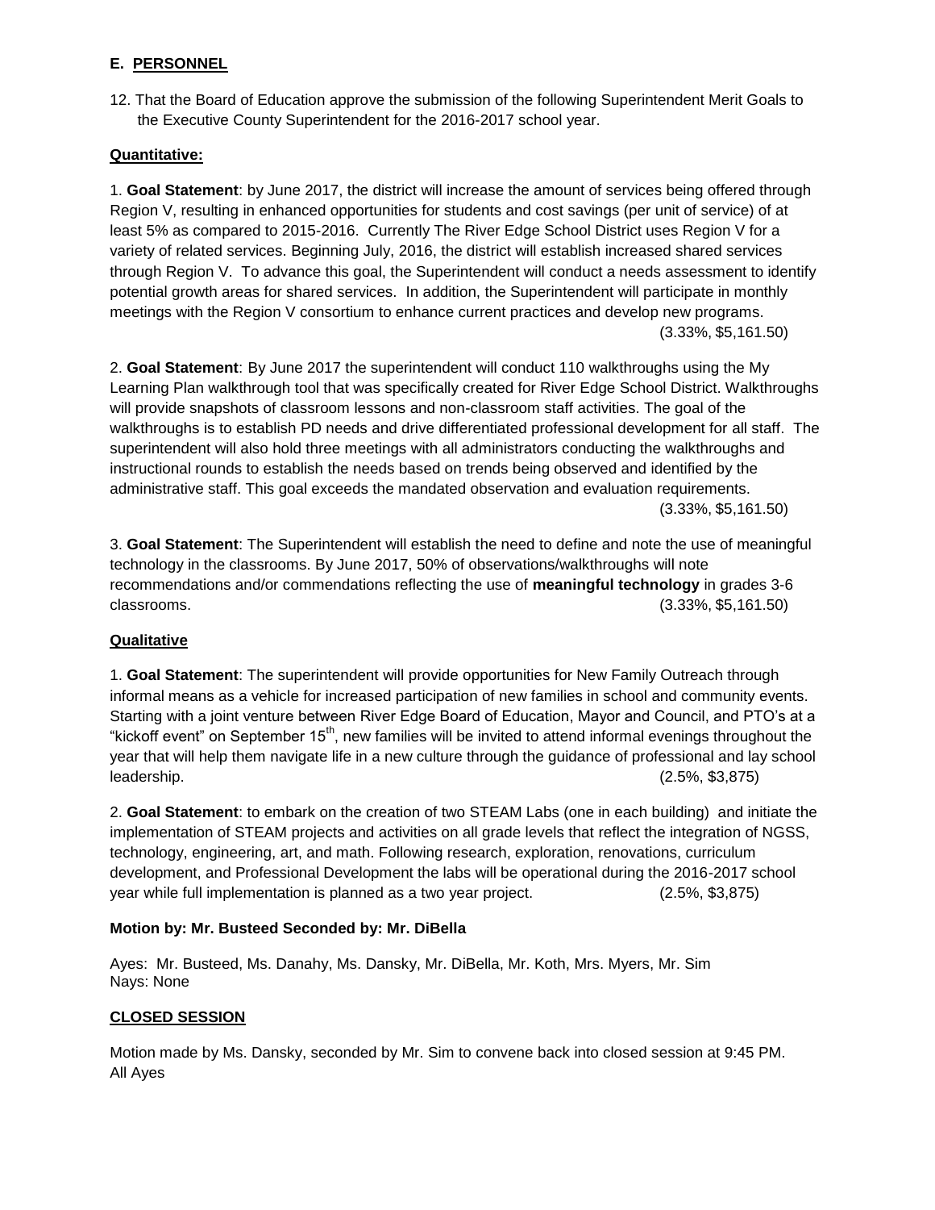## E. PERSONNEL

12. That the Board of Education approve the submission of the following Superintendent Merit Goals to the Executive County Superintendent for the 2016-2017 school year.

**Quantitative:**

1. **Goal Statement**: by June 2017, the district will increase the amount of services being offered through Region V, resulting in enhanced opportunities for students and cost savings (per unit of service) of at least 5% as compared to 2015-2016. Currently The River Edge School District uses Region V for a variety of related services. Beginning July, 2016, the district will establish increased shared services through Region V. To advance this goal, the Superintendent will conduct a needs assessment to identify potential growth areas for shared services. In addition, the Superintendent will participate in monthly meetings with the Region V consortium to enhance current practices and develop new programs. (3.33%, $5,161.50)

2. **Goal Statement**: By June 2017 the superintendent will conduct 110 walkthroughs using the My Learning Plan walkthrough tool that was specifically created for River Edge School District. Walkthroughs will provide snapshots of classroom lessons and non-classroom staff activities. The goal of the walkthroughs is to establish PD needs and drive differentiated professional development for all staff. The superintendent will also hold three meetings with all administrators conducting the walkthroughs and instructional rounds to establish the needs based on trends being observed and identified by the administrative staff. This goal exceeds the mandated observation and evaluation requirements. (3.33%, $5,161.50)

3. **Goal Statement**: The Superintendent will establish the need to define and note the use of meaningful technology in the classrooms. By June 2017, 50% of observations/walkthroughs will note recommendations and/or commendations reflecting the use of **meaningful technology** in grades 3-6 classrooms. (3.33%, $5,161.50)

**Qualitative**

1. **Goal Statement**: The superintendent will provide opportunities for New Family Outreach through informal means as a vehicle for increased participation of new families in school and community events. Starting with a joint venture between River Edge Board of Education, Mayor and Council, and PTO's at a "kickoff event" on September 15th, new families will be invited to attend informal evenings throughout the year that will help them navigate life in a new culture through the guidance of professional and lay school leadership. (2.5%, $3,875)

2. **Goal Statement**: to embark on the creation of two STEAM Labs (one in each building) and initiate the implementation of STEAM projects and activities on all grade levels that reflect the integration of NGSS, technology, engineering, art, and math. Following research, exploration, renovations, curriculum development, and Professional Development the labs will be operational during the 2016-2017 school year while full implementation is planned as a two year project. (2.5%, $3,875)

**Motion by: Mr. Busteed Seconded by: Mr. DiBella**

Ayes: Mr. Busteed, Ms. Danahy, Ms. Dansky, Mr. DiBella, Mr. Koth, Mrs. Myers, Mr. Sim
Nays: None

## CLOSED SESSION

Motion made by Ms. Dansky, seconded by Mr. Sim to convene back into closed session at 9:45 PM.
All Ayes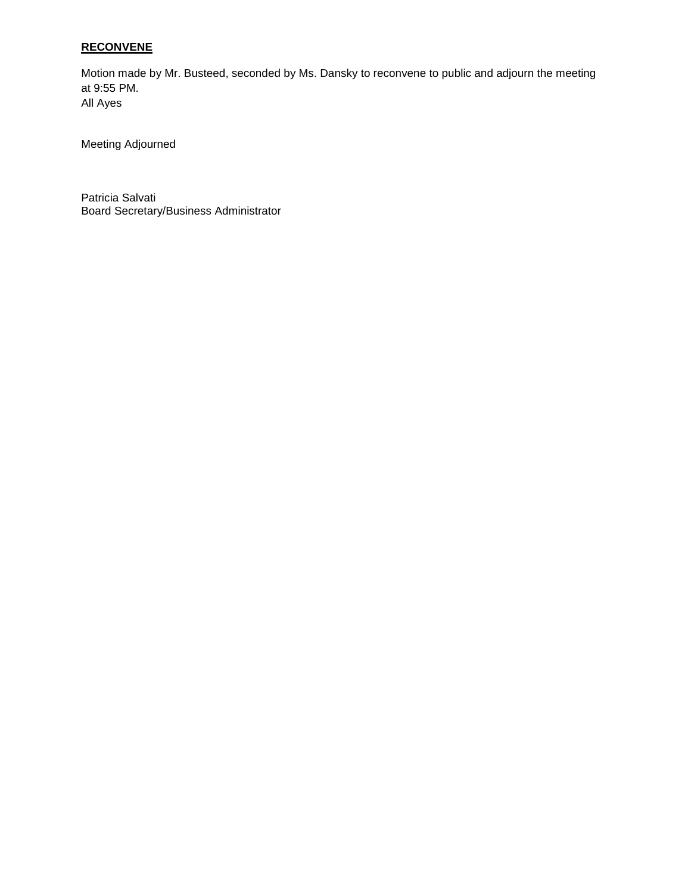**RECONVENE**

Motion made by Mr. Busteed, seconded by Ms. Dansky to reconvene to public and adjourn the meeting at 9:55 PM.
All Ayes

Meeting Adjourned

Patricia Salvati
Board Secretary/Business Administrator